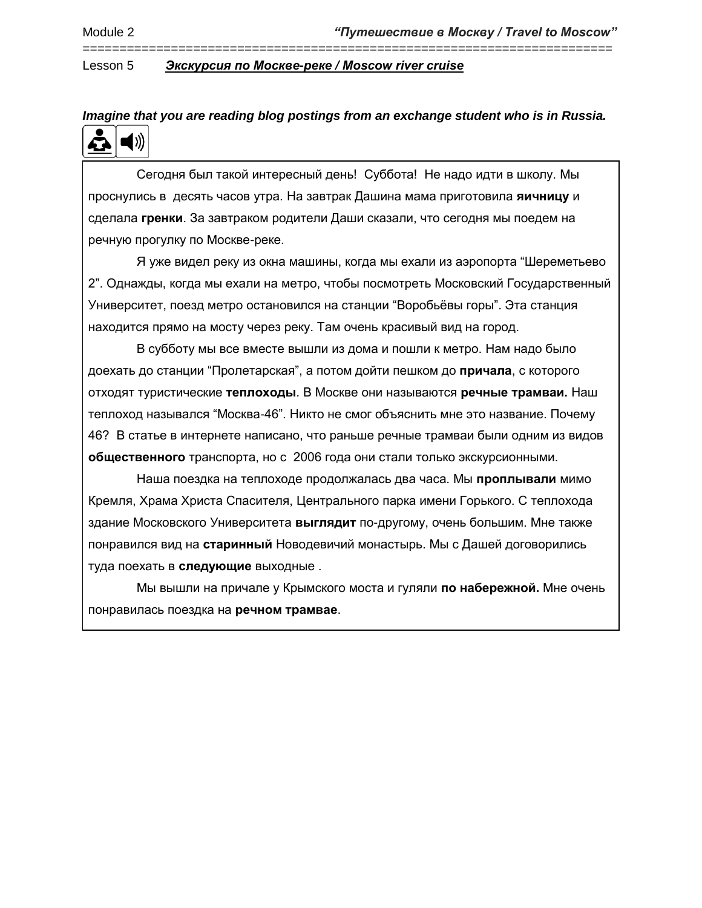Module 2 ***"Путешествие в Москву / Travel to Moscow"***

Lesson 5 ***Экскурсия по Москве-реке / Moscow river cruise***

***Imagine that you are reading blog postings from an exchange student who is in Russia.***

Сегодня был такой интересный день! Суббота! Не надо идти в школу. Мы проснулись в десять часов утра. На завтрак Дашина мама приготовила **яичницу** и сделала **гренки**. За завтраком родители Даши сказали, что сегодня мы поедем на речную прогулку по Москве-реке.

Я уже видел реку из окна машины, когда мы ехали из аэропорта "Шереметьево 2". Однажды, когда мы ехали на метро, чтобы посмотреть Московский Государственный Университет, поезд метро остановился на станции "Воробьёвы горы". Эта станция находится прямо на мосту через реку. Там очень красивый вид на город.

В субботу мы все вместе вышли из дома и пошли к метро. Нам надо было доехать до станции "Пролетарская", а потом дойти пешком до **причала**, с которого отходят туристические **теплоходы**. В Москве они называются **речные трамваи.** Наш теплоход назывался "Москва-46". Никто не смог объяснить мне это название. Почему 46? В статье в интернете написано, что раньше речные трамваи были одним из видов **общественного** транспорта, но с 2006 года они стали только экскурсионными.

Наша поездка на теплоходе продолжалась два часа. Мы **проплывали** мимо Кремля, Храма Христа Спасителя, Центрального парка имени Горького. С теплохода здание Московского Университета **выглядит** по-другому, очень большим. Мне также понравился вид на **старинный** Новодевичий монастырь. Мы с Дашей договорились туда поехать в **следующие** выходные .

Мы вышли на причале у Крымского моста и гуляли **по набережной.** Мне очень понравилась поездка на **речном трамвае**.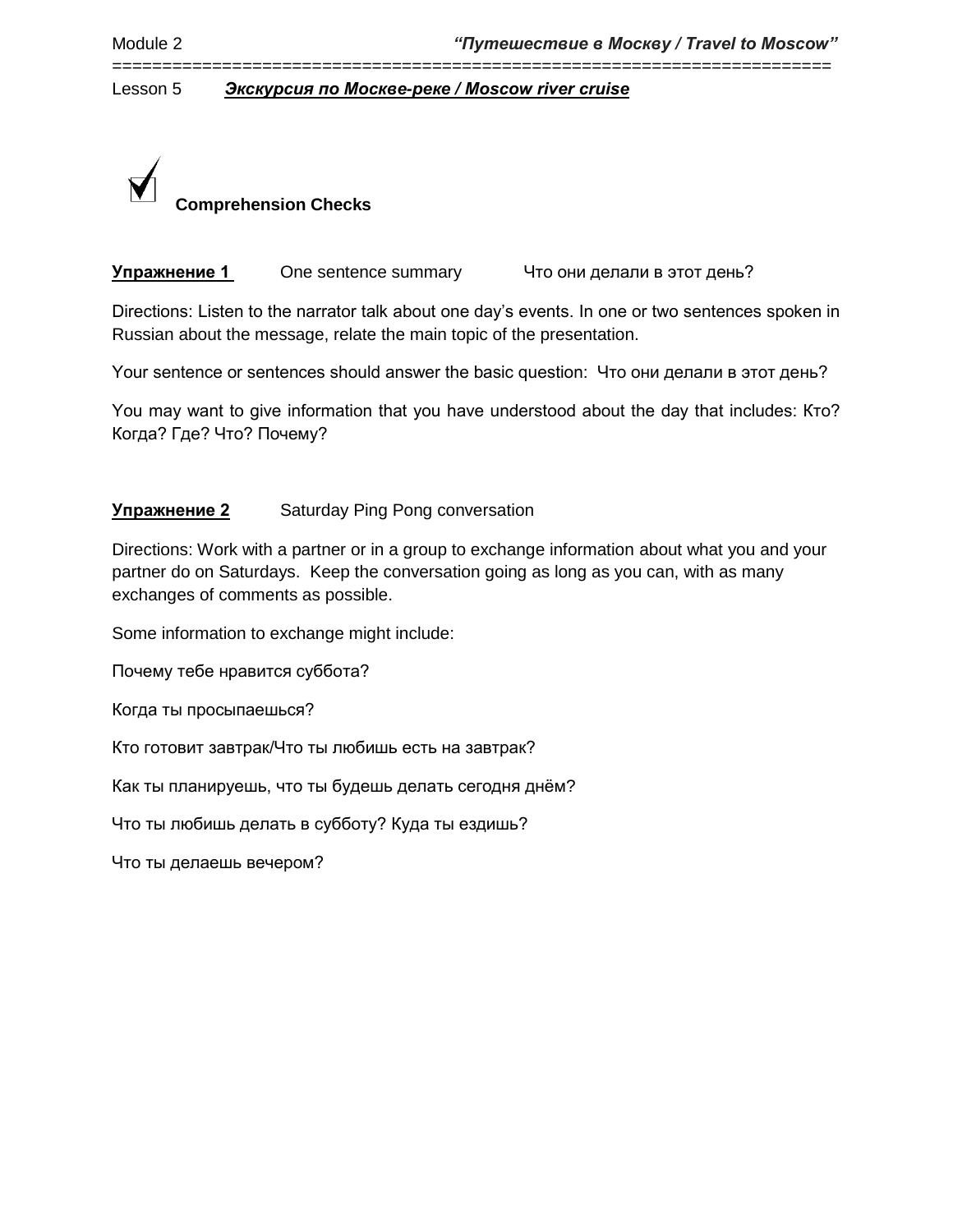Lesson 5 ***Экскурсия по Москве-реке / Moscow river cruise***

## ☑ Comprehension Checks

**Упражнение 1** One sentence summary Что они делали в этот день?

Directions: Listen to the narrator talk about one day's events. In one or two sentences spoken in Russian about the message, relate the main topic of the presentation.

Your sentence or sentences should answer the basic question: Что они делали в этот день?

You may want to give information that you have understood about the day that includes: Кто? Когда? Где? Что? Почему?

**Упражнение 2** Saturday Ping Pong conversation

Directions: Work with a partner or in a group to exchange information about what you and your partner do on Saturdays. Keep the conversation going as long as you can, with as many exchanges of comments as possible.

Some information to exchange might include:

Почему тебе нравится суббота?

Когда ты просыпаешься?

Кто готовит завтрак/Что ты любишь есть на завтрак?

Как ты планируешь, что ты будешь делать сегодня днём?

Что ты любишь делать в субботу? Куда ты ездишь?

Что ты делаешь вечером?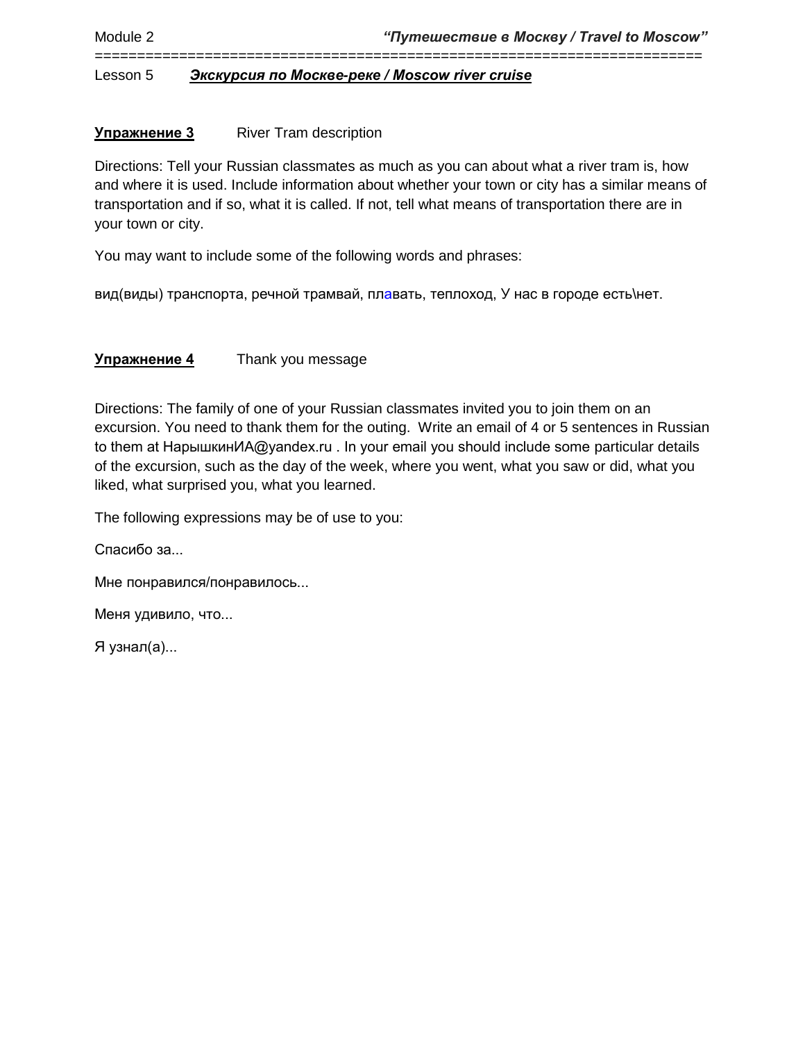Lesson 5 ***Экскурсия по Москве-реке / Moscow river cruise***

**Упражнение 3** River Tram description

Directions: Tell your Russian classmates as much as you can about what a river tram is, how and where it is used. Include information about whether your town or city has a similar means of transportation and if so, what it is called. If not, tell what means of transportation there are in your town or city.

You may want to include some of the following words and phrases:

вид(виды) транспорта, речной трамвай, плавать, теплоход, У нас в городе есть\нет.

**Упражнение 4** Thank you message

Directions: The family of one of your Russian classmates invited you to join them on an excursion. You need to thank them for the outing. Write an email of 4 or 5 sentences in Russian to them at НарышкинИА@yandex.ru . In your email you should include some particular details of the excursion, such as the day of the week, where you went, what you saw or did, what you liked, what surprised you, what you learned.

The following expressions may be of use to you:

Спасибо за...

Мне понравился/понравилось...

Меня удивило, что...

Я узнал(а)...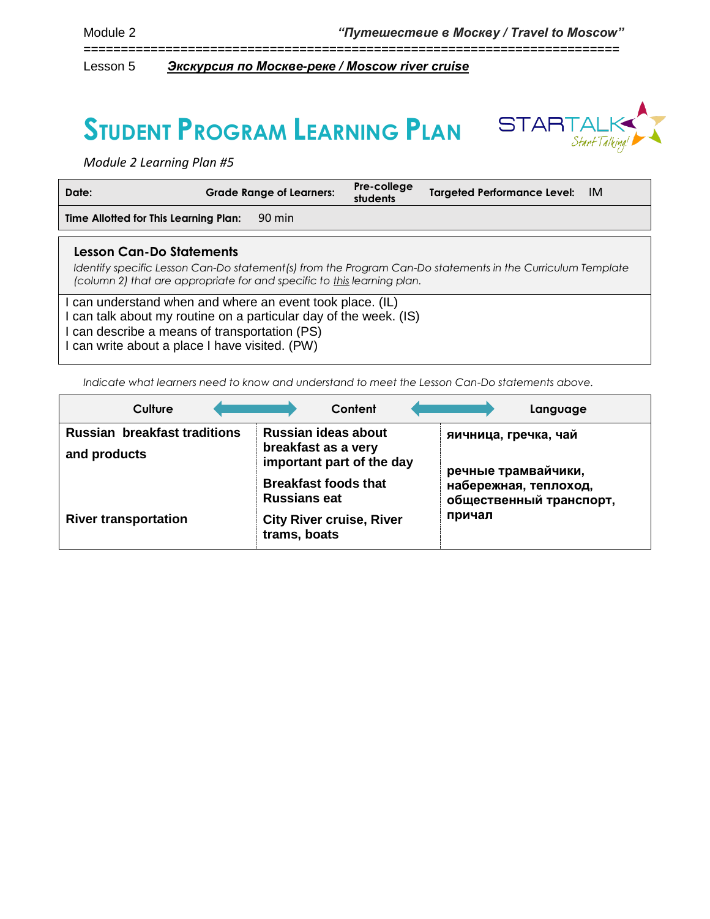Module 2 *"Путешествие в Москву / Travel to Moscow"*

Lesson 5 ***Экскурсия по Москве-реке / Moscow river cruise***

# STUDENT PROGRAM LEARNING PLAN

*Module 2 Learning Plan #5*

| **Date:** | **Grade Range of Learners:** | **Pre-college students** | **Targeted Performance Level:** | IM |
|---|---|---|---|---|
| **Time Allotted for This Learning Plan:** | 90 min | | | |

### Lesson Can-Do Statements

*Identify specific Lesson Can-Do statement(s) from the Program Can-Do statements in the Curriculum Template (column 2) that are appropriate for and specific to this learning plan.*

I can understand when and where an event took place. (IL)
I can talk about my routine on a particular day of the week. (IS)
I can describe a means of transportation (PS)
I can write about a place I have visited. (PW)

*Indicate what learners need to know and understand to meet the Lesson Can-Do statements above.*

| Culture | Content | Language |
|---|---|---|
| **Russian breakfast traditions and products** | **Russian ideas about breakfast as a very important part of the day**<br>**Breakfast foods that Russians eat** | **яичница, гречка, чай** |
| **River transportation** | **City River cruise, River trams, boats** | **речные трамвайчики, набережная, теплоход, общественный транспорт, причал** |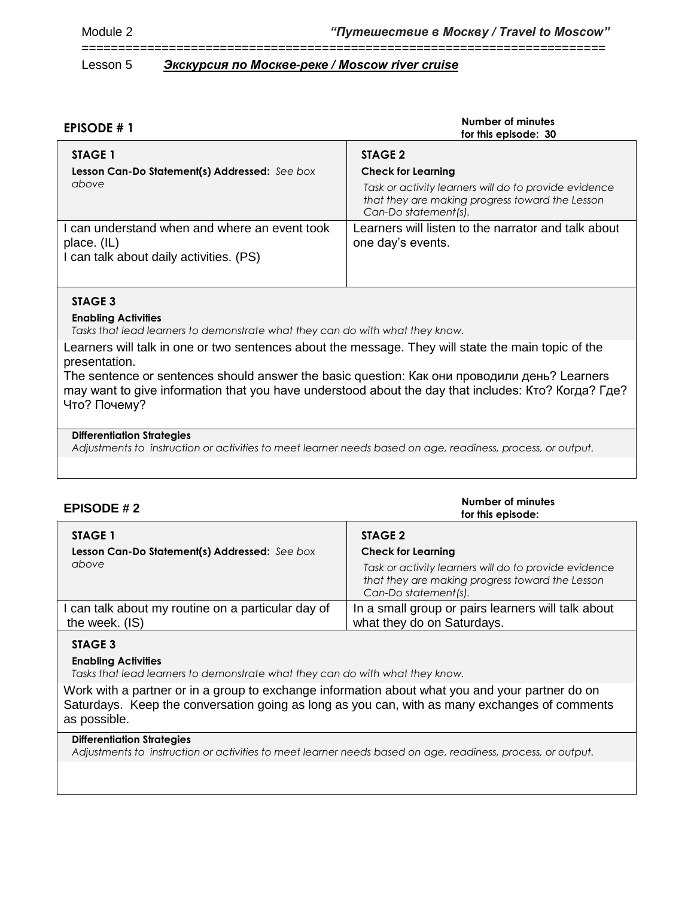Module 2 *"Путешествие в Москву / Travel to Moscow"*

Lesson 5 ***Экскурсия по Москве-реке / Moscow river cruise***

**EPISODE # 1**

**Number of minutes for this episode: 30**

| **STAGE 1**<br>**Lesson Can-Do Statement(s) Addressed:** *See box above* | **STAGE 2**<br>**Check for Learning**<br>*Task or activity learners will do to provide evidence that they are making progress toward the Lesson Can-Do statement(s).* |
|---|---|
| I can understand when and where an event took place. (IL)<br>I can talk about daily activities. (PS) | Learners will listen to the narrator and talk about one day's events. |

**STAGE 3**

**Enabling Activities**

*Tasks that lead learners to demonstrate what they can do with what they know.*

Learners will talk in one or two sentences about the message. They will state the main topic of the presentation.

The sentence or sentences should answer the basic question: Как они проводили день? Learners may want to give information that you have understood about the day that includes: Кто? Когда? Где? Что? Почему?

**Differentiation Strategies**

*Adjustments to instruction or activities to meet learner needs based on age, readiness, process, or output.*

**EPISODE # 2**

**Number of minutes for this episode:**

| **STAGE 1**<br>**Lesson Can-Do Statement(s) Addressed:** *See box above* | **STAGE 2**<br>**Check for Learning**<br>*Task or activity learners will do to provide evidence that they are making progress toward the Lesson Can-Do statement(s).* |
|---|---|
| I can talk about my routine on a particular day of the week. (IS) | In a small group or pairs learners will talk about what they do on Saturdays. |

**STAGE 3**

**Enabling Activities**

*Tasks that lead learners to demonstrate what they can do with what they know.*

Work with a partner or in a group to exchange information about what you and your partner do on Saturdays. Keep the conversation going as long as you can, with as many exchanges of comments as possible.

**Differentiation Strategies**

*Adjustments to instruction or activities to meet learner needs based on age, readiness, process, or output.*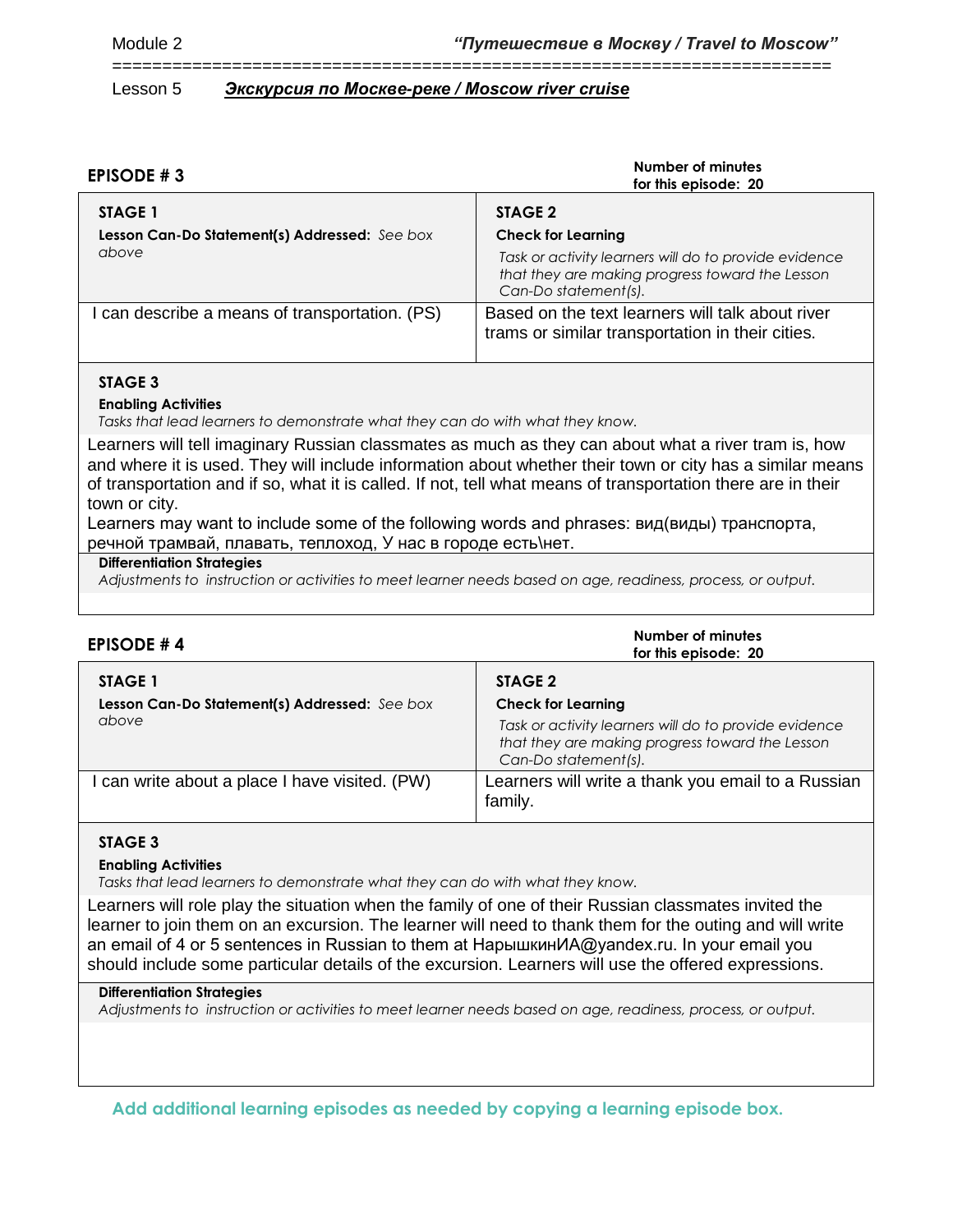Module 2 *"Путешествие в Москву / Travel to Moscow"*

Lesson 5 ***Экскурсия по Москве-реке / Moscow river cruise***

## EPISODE # 3

**Number of minutes for this episode: 20**

| **STAGE 1**<br>**Lesson Can-Do Statement(s) Addressed:** *See box above* | **STAGE 2**<br>**Check for Learning**<br>*Task or activity learners will do to provide evidence that they are making progress toward the Lesson Can-Do statement(s).* |
|---|---|
| I can describe a means of transportation. (PS) | Based on the text learners will talk about river trams or similar transportation in their cities. |

**STAGE 3**

**Enabling Activities**

*Tasks that lead learners to demonstrate what they can do with what they know.*

Learners will tell imaginary Russian classmates as much as they can about what a river tram is, how and where it is used. They will include information about whether their town or city has a similar means of transportation and if so, what it is called. If not, tell what means of transportation there are in their town or city.

Learners may want to include some of the following words and phrases: вид(виды) транспорта, речной трамвай, плавать, теплоход, У нас в городе есть\нет.

**Differentiation Strategies**

*Adjustments to instruction or activities to meet learner needs based on age, readiness, process, or output.*

## EPISODE # 4

**Number of minutes for this episode: 20**

| **STAGE 1**<br>**Lesson Can-Do Statement(s) Addressed:** *See box above* | **STAGE 2**<br>**Check for Learning**<br>*Task or activity learners will do to provide evidence that they are making progress toward the Lesson Can-Do statement(s).* |
|---|---|
| I can write about a place I have visited. (PW) | Learners will write a thank you email to a Russian family. |

**STAGE 3**

**Enabling Activities**

*Tasks that lead learners to demonstrate what they can do with what they know.*

Learners will role play the situation when the family of one of their Russian classmates invited the learner to join them on an excursion. The learner will need to thank them for the outing and will write an email of 4 or 5 sentences in Russian to them at НарышкинИА@yandex.ru. In your email you should include some particular details of the excursion. Learners will use the offered expressions.

**Differentiation Strategies**

*Adjustments to instruction or activities to meet learner needs based on age, readiness, process, or output.*

**Add additional learning episodes as needed by copying a learning episode box.**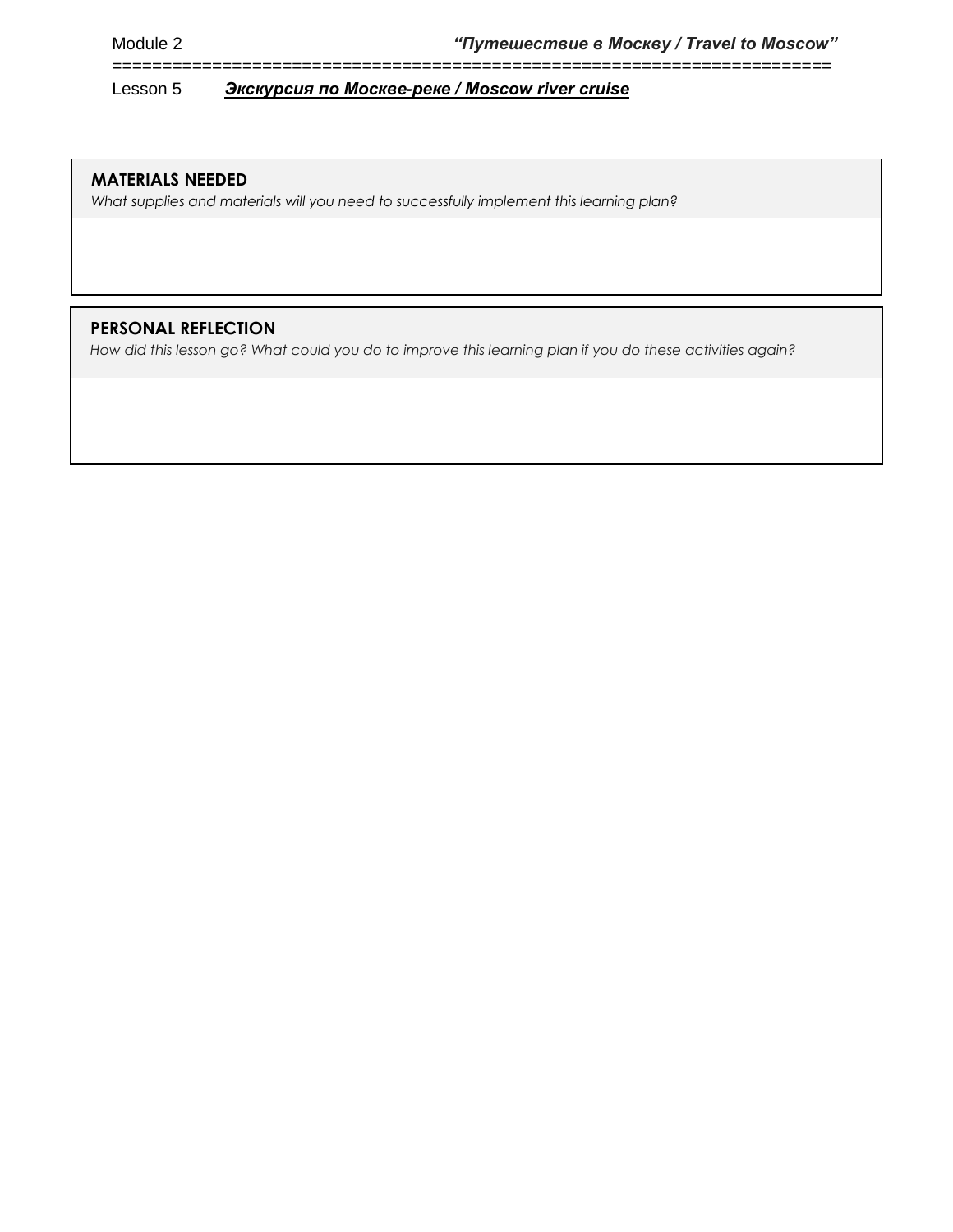Module 2 *“Путешествие в Москву / Travel to Moscow”*

Lesson 5 ***Экскурсия по Москве-реке / Moscow river cruise***

**MATERIALS NEEDED**

*What supplies and materials will you need to successfully implement this learning plan?*

**PERSONAL REFLECTION**

*How did this lesson go? What could you do to improve this learning plan if you do these activities again?*